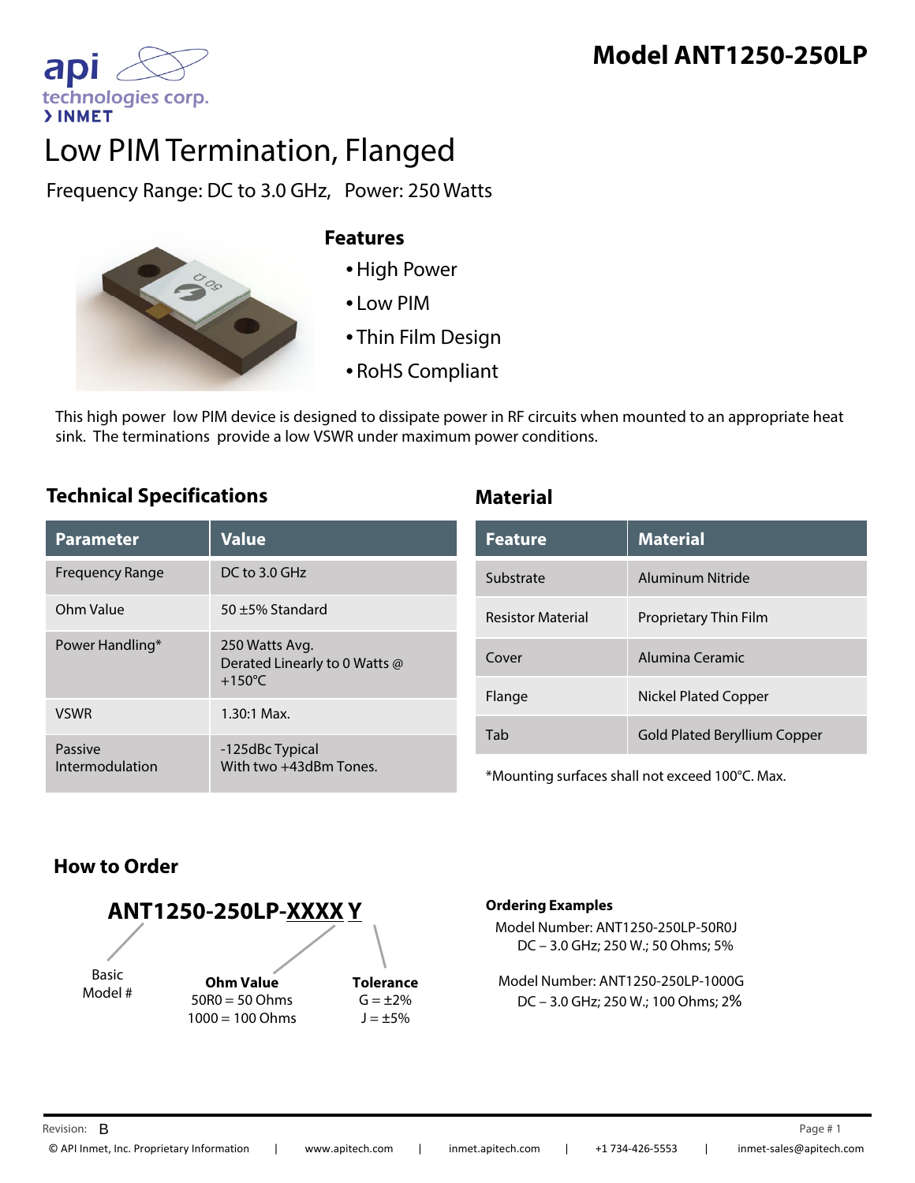# Model ANT1250-250LP

api technologies corp.
INMET

# Low PIM Termination, Flanged

Frequency Range: DC to 3.0 GHz, Power: 250 Watts

## Features

- High Power
- Low PIM
- Thin Film Design
- RoHS Compliant

This high power low PIM device is designed to dissipate power in RF circuits when mounted to an appropriate heat sink. The terminations provide a low VSWR under maximum power conditions.

## Technical Specifications

| Parameter | Value |
|---|---|
| Frequency Range | DC to 3.0 GHz |
| Ohm Value | 50 ±5% Standard |
| Power Handling* | 250 Watts Avg. Derated Linearly to 0 Watts @ +150°C |
| VSWR | 1.30:1 Max. |
| Passive Intermodulation | -125dBc Typical With two +43dBm Tones. |

## Material

| Feature | Material |
|---|---|
| Substrate | Aluminum Nitride |
| Resistor Material | Proprietary Thin Film |
| Cover | Alumina Ceramic |
| Flange | Nickel Plated Copper |
| Tab | Gold Plated Beryllium Copper |

*Mounting surfaces shall not exceed 100°C. Max.

## How to Order

**ANT1250-250LP-XXXX Y**

- Basic Model #
- **Ohm Value**: 50R0 = 50 Ohms; 1000 = 100 Ohms
- **Tolerance**: G = ±2%; J = ±5%

**Ordering Examples**

Model Number: ANT1250-250LP-50R0J
DC – 3.0 GHz; 250 W.; 50 Ohms; 5%

Model Number: ANT1250-250LP-1000G
DC – 3.0 GHz; 250 W.; 100 Ohms; 2%

Revision: B

© API Inmet, Inc. Proprietary Information | www.apitech.com | inmet.apitech.com | +1 734-426-5553 | inmet-sales@apitech.com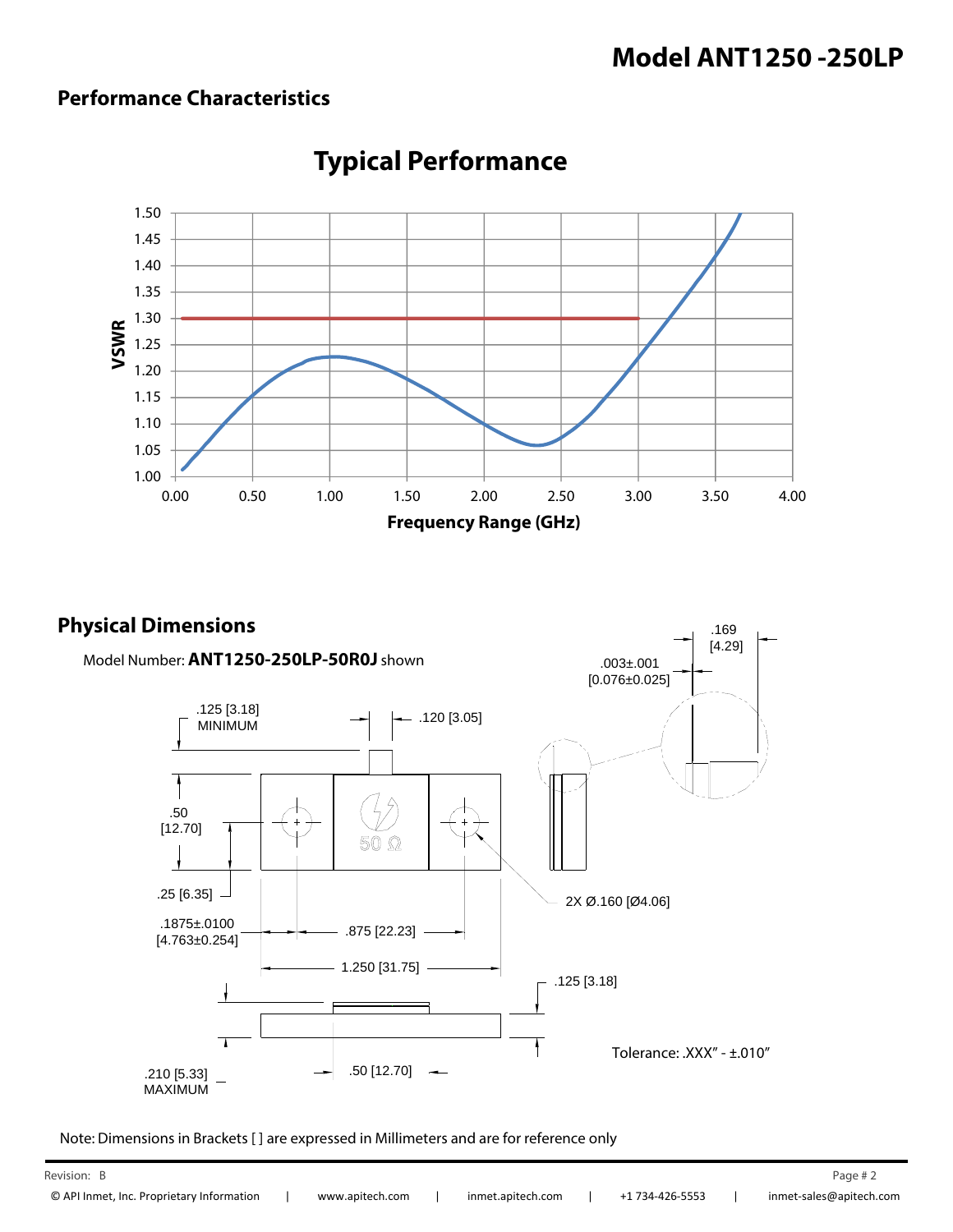# Model ANT1250 -250LP

## Performance Characteristics

### Typical Performance

VSWR

1.50
1.45
1.40
1.35
1.30
1.25
1.20
1.15
1.10
1.05
1.00

0.00 0.50 1.00 1.50 2.00 2.50 3.00 3.50 4.00

Frequency Range (GHz)

## Physical Dimensions

Model Number: **ANT1250-250LP-50R0J** shown

.169 [4.29]

.003±.001 [0.076±0.025]

.125 [3.18] MINIMUM

.120 [3.05]

.50 [12.70]

50 Ω

.25 [6.35]

2X Ø.160 [Ø4.06]

.1875±.0100 [4.763±0.254]

.875 [22.23]

1.250 [31.75]

.125 [3.18]

Tolerance: .XXX" - ±.010"

.210 [5.33] MAXIMUM

.50 [12.70]

Note: Dimensions in Brackets [ ] are expressed in Millimeters and are for reference only

Revision: B

© API Inmet, Inc. Proprietary Information | www.apitech.com | inmet.apitech.com | +1 734-426-5553 | inmet-sales@apitech.com